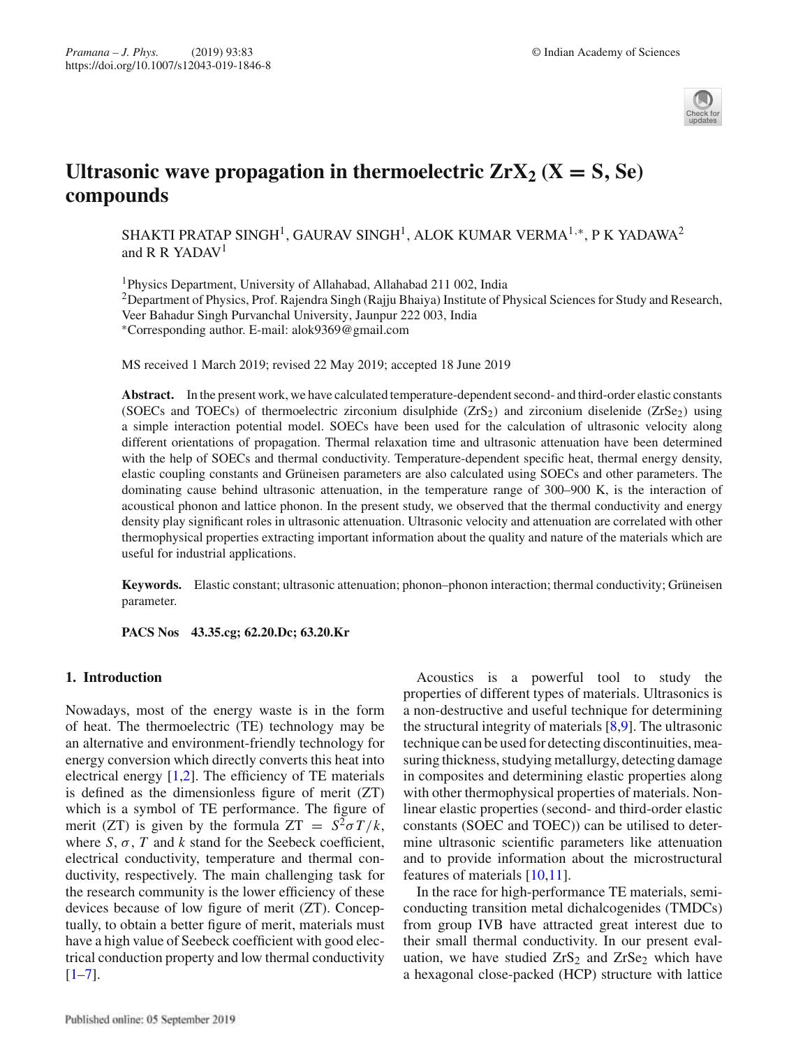# Ultrasonic wave propagation in thermoelectric $ZrX_2$ (X = S, Se) compounds

SHAKTI PRATAP SINGH[1], GAURAV SINGH[1], ALOK KUMAR VERMA[1,*], P K YADAWA[2] and R R YADAV[1]

[1]Physics Department, University of Allahabad, Allahabad 211 002, India
[2]Department of Physics, Prof. Rajendra Singh (Rajju Bhaiya) Institute of Physical Sciences for Study and Research, Veer Bahadur Singh Purvanchal University, Jaunpur 222 003, India
[*]Corresponding author. E-mail: alok9369@gmail.com

MS received 1 March 2019; revised 22 May 2019; accepted 18 June 2019

**Abstract.** In the present work, we have calculated temperature-dependent second- and third-order elastic constants (SOECs and TOECs) of thermoelectric zirconium disulphide ($ZrS_2$) and zirconium diselenide ($ZrSe_2$) using a simple interaction potential model. SOECs have been used for the calculation of ultrasonic velocity along different orientations of propagation. Thermal relaxation time and ultrasonic attenuation have been determined with the help of SOECs and thermal conductivity. Temperature-dependent specific heat, thermal energy density, elastic coupling constants and Grüneisen parameters are also calculated using SOECs and other parameters. The dominating cause behind ultrasonic attenuation, in the temperature range of 300–900 K, is the interaction of acoustical phonon and lattice phonon. In the present study, we observed that the thermal conductivity and energy density play significant roles in ultrasonic attenuation. Ultrasonic velocity and attenuation are correlated with other thermophysical properties extracting important information about the quality and nature of the materials which are useful for industrial applications.

**Keywords.** Elastic constant; ultrasonic attenuation; phonon–phonon interaction; thermal conductivity; Grüneisen parameter.

**PACS Nos** 43.35.cg; 62.20.Dc; 63.20.Kr

## 1. Introduction

Nowadays, most of the energy waste is in the form of heat. The thermoelectric (TE) technology may be an alternative and environment-friendly technology for energy conversion which directly converts this heat into electrical energy [1,2]. The efficiency of TE materials is defined as the dimensionless figure of merit (ZT) which is a symbol of TE performance. The figure of merit (ZT) is given by the formula $ZT = S^2\sigma T/k$, where $S$, $\sigma$, $T$ and $k$ stand for the Seebeck coefficient, electrical conductivity, temperature and thermal conductivity, respectively. The main challenging task for the research community is the lower efficiency of these devices because of low figure of merit (ZT). Conceptually, to obtain a better figure of merit, materials must have a high value of Seebeck coefficient with good electrical conduction property and low thermal conductivity [1–7].

Acoustics is a powerful tool to study the properties of different types of materials. Ultrasonics is a non-destructive and useful technique for determining the structural integrity of materials [8,9]. The ultrasonic technique can be used for detecting discontinuities, measuring thickness, studying metallurgy, detecting damage in composites and determining elastic properties along with other thermophysical properties of materials. Non-linear elastic properties (second- and third-order elastic constants (SOEC and TOEC)) can be utilised to determine ultrasonic scientific parameters like attenuation and to provide information about the microstructural features of materials [10,11].

In the race for high-performance TE materials, semiconducting transition metal dichalcogenides (TMDCs) from group IVB have attracted great interest due to their small thermal conductivity. In our present evaluation, we have studied $ZrS_2$ and $ZrSe_2$ which have a hexagonal close-packed (HCP) structure with lattice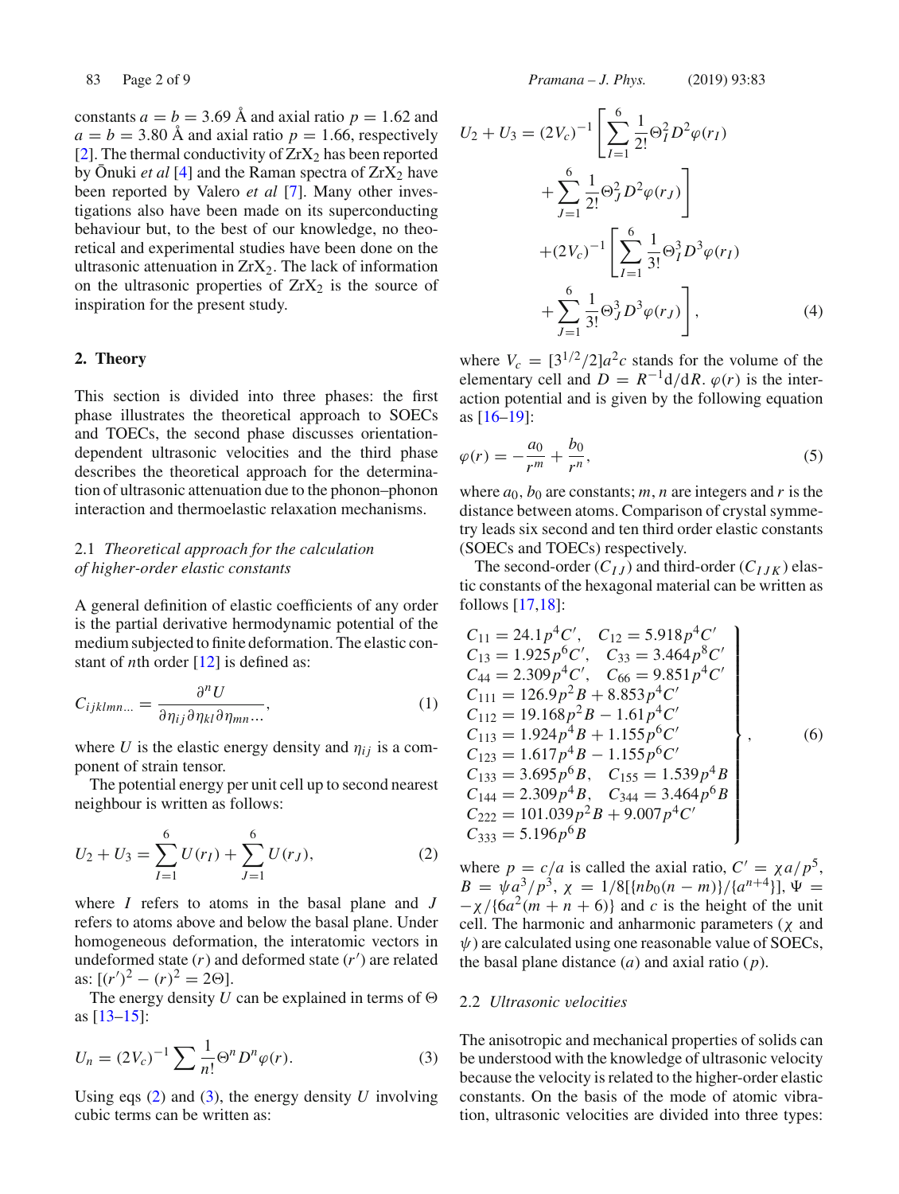constants $a = b = 3.69$ Å and axial ratio $p = 1.62$ and $a = b = 3.80$ Å and axial ratio $p = 1.66$, respectively [2]. The thermal conductivity of $ZrX_2$ has been reported by Ōnuki *et al* [4] and the Raman spectra of $ZrX_2$ have been reported by Valero *et al* [7]. Many other investigations also have been made on its superconducting behaviour but, to the best of our knowledge, no theoretical and experimental studies have been done on the ultrasonic attenuation in $ZrX_2$. The lack of information on the ultrasonic properties of $ZrX_2$ is the source of inspiration for the present study.

## 2. Theory

This section is divided into three phases: the first phase illustrates the theoretical approach to SOECs and TOECs, the second phase discusses orientation-dependent ultrasonic velocities and the third phase describes the theoretical approach for the determination of ultrasonic attenuation due to the phonon–phonon interaction and thermoelastic relaxation mechanisms.

### 2.1 *Theoretical approach for the calculation of higher-order elastic constants*

A general definition of elastic coefficients of any order is the partial derivative hermodynamic potential of the medium subjected to finite deformation. The elastic constant of $n$th order [12] is defined as:

$$C_{ijklmn\ldots} = \frac{\partial^n U}{\partial \eta_{ij} \partial \eta_{kl} \partial \eta_{mn} \ldots}, \tag{1}$$

where $U$ is the elastic energy density and $\eta_{ij}$ is a component of strain tensor.

The potential energy per unit cell up to second nearest neighbour is written as follows:

$$U_2 + U_3 = \sum_{I=1}^{6} U(r_I) + \sum_{J=1}^{6} U(r_J), \tag{2}$$

where $I$ refers to atoms in the basal plane and $J$ refers to atoms above and below the basal plane. Under homogeneous deformation, the interatomic vectors in undeformed state $(r)$ and deformed state $(r')$ are related as: $[(r')^2 - (r)^2 = 2\Theta]$.

The energy density $U$ can be explained in terms of $\Theta$ as [13–15]:

$$U_n = (2V_c)^{-1} \sum \frac{1}{n!} \Theta^n D^n \varphi(r). \tag{3}$$

Using eqs (2) and (3), the energy density $U$ involving cubic terms can be written as:

$$\begin{aligned} U_2 + U_3 = {} & (2V_c)^{-1} \left[ \sum_{I=1}^{6} \frac{1}{2!} \Theta_I^2 D^2 \varphi(r_I) + \sum_{J=1}^{6} \frac{1}{2!} \Theta_J^2 D^2 \varphi(r_J) \right] \\ & + (2V_c)^{-1} \left[ \sum_{I=1}^{6} \frac{1}{3!} \Theta_I^3 D^3 \varphi(r_I) + \sum_{J=1}^{6} \frac{1}{3!} \Theta_J^3 D^3 \varphi(r_J) \right], \end{aligned} \tag{4}$$

where $V_c = [3^{1/2}/2]a^2 c$ stands for the volume of the elementary cell and $D = R^{-1}\mathrm{d}/\mathrm{d}R$. $\varphi(r)$ is the interaction potential and is given by the following equation as [16–19]:

$$\varphi(r) = -\frac{a_0}{r^m} + \frac{b_0}{r^n}, \tag{5}$$

where $a_0$, $b_0$ are constants; $m$, $n$ are integers and $r$ is the distance between atoms. Comparison of crystal symmetry leads six second and ten third order elastic constants (SOECs and TOECs) respectively.

The second-order $(C_{IJ})$ and third-order $(C_{IJK})$ elastic constants of the hexagonal material can be written as follows [17,18]:

$$\left.\begin{array}{l} C_{11} = 24.1 p^4 C', \quad C_{12} = 5.918 p^4 C' \\ C_{13} = 1.925 p^6 C', \quad C_{33} = 3.464 p^8 C' \\ C_{44} = 2.309 p^4 C', \quad C_{66} = 9.851 p^4 C' \\ C_{111} = 126.9 p^2 B + 8.853 p^4 C' \\ C_{112} = 19.168 p^2 B - 1.61 p^4 C' \\ C_{113} = 1.924 p^4 B + 1.155 p^6 C' \\ C_{123} = 1.617 p^4 B - 1.155 p^6 C' \\ C_{133} = 3.695 p^6 B, \quad C_{155} = 1.539 p^4 B \\ C_{144} = 2.309 p^4 B, \quad C_{344} = 3.464 p^6 B \\ C_{222} = 101.039 p^2 B + 9.007 p^4 C' \\ C_{333} = 5.196 p^6 B \end{array}\right\}, \tag{6}$$

where $p = c/a$ is called the axial ratio, $C' = \chi a/p^5$, $B = \psi a^3/p^3$, $\chi = 1/8[\{n b_0 (n - m)\}/\{a^{n+4}\}]$, $\Psi = -\chi/\{6a^2(m + n + 6)\}$ and $c$ is the height of the unit cell. The harmonic and anharmonic parameters ($\chi$ and $\psi$) are calculated using one reasonable value of SOECs, the basal plane distance $(a)$ and axial ratio $(p)$.

### 2.2 *Ultrasonic velocities*

The anisotropic and mechanical properties of solids can be understood with the knowledge of ultrasonic velocity because the velocity is related to the higher-order elastic constants. On the basis of the mode of atomic vibration, ultrasonic velocities are divided into three types: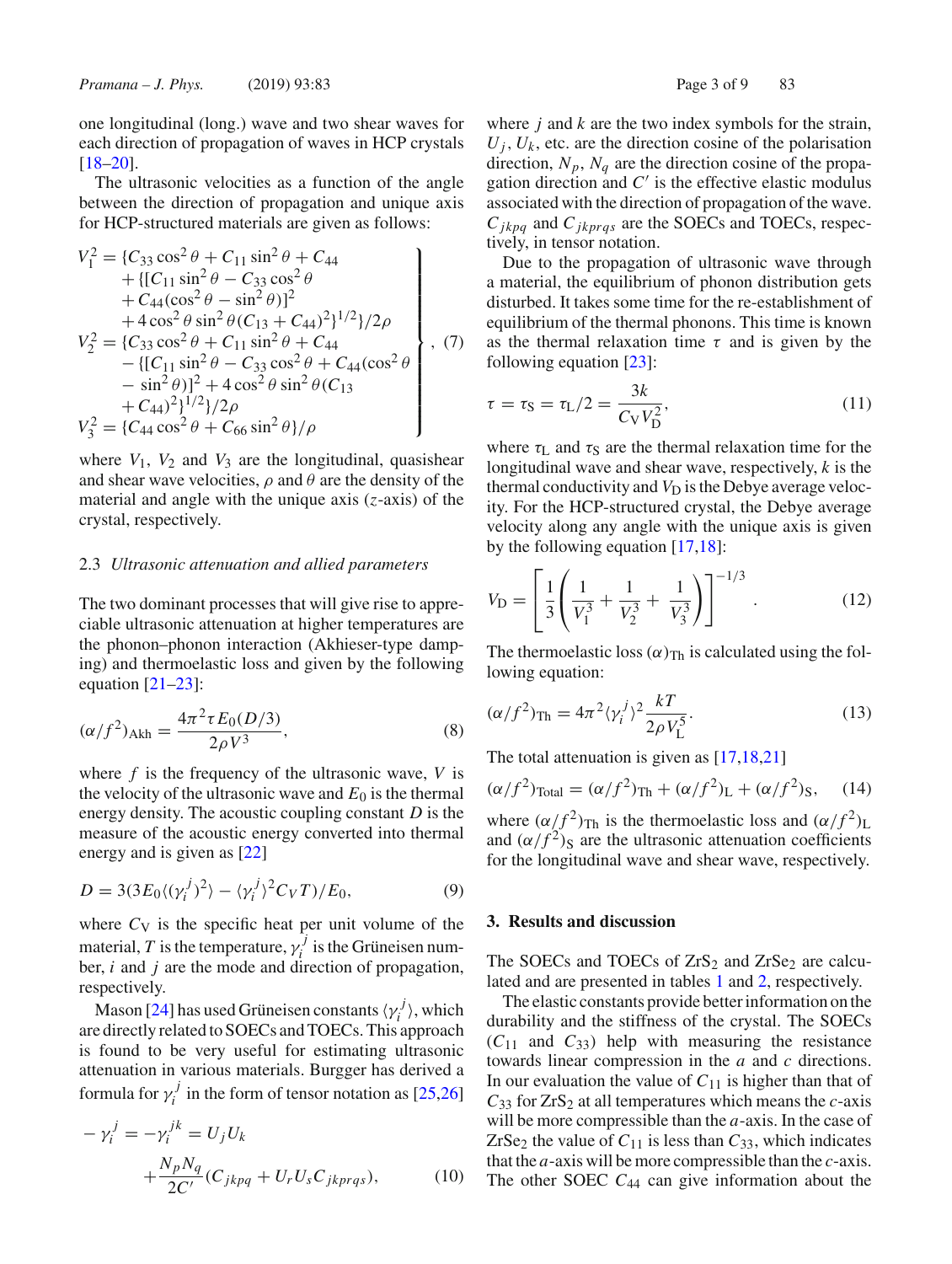one longitudinal (long.) wave and two shear waves for each direction of propagation of waves in HCP crystals [18–20].

The ultrasonic velocities as a function of the angle between the direction of propagation and unique axis for HCP-structured materials are given as follows:

$$\left.\begin{aligned}
V_1^2 &= \{C_{33}\cos^2\theta + C_{11}\sin^2\theta + C_{44} \\
&\quad + \{[C_{11}\sin^2\theta - C_{33}\cos^2\theta \\
&\quad + C_{44}(\cos^2\theta - \sin^2\theta)]^2 \\
&\quad + 4\cos^2\theta\sin^2\theta(C_{13}+C_{44})^2\}^{1/2}\}/2\rho \\
V_2^2 &= \{C_{33}\cos^2\theta + C_{11}\sin^2\theta + C_{44} \\
&\quad - \{[C_{11}\sin^2\theta - C_{33}\cos^2\theta + C_{44}(\cos^2\theta \\
&\quad - \sin^2\theta)]^2 + 4\cos^2\theta\sin^2\theta(C_{13} \\
&\quad + C_{44})^2\}^{1/2}\}/2\rho \\
V_3^2 &= \{C_{44}\cos^2\theta + C_{66}\sin^2\theta\}/\rho
\end{aligned}\right\}, \quad (7)$$

where $V_1$, $V_2$ and $V_3$ are the longitudinal, quasishear and shear wave velocities, $\rho$ and $\theta$ are the density of the material and angle with the unique axis ($z$-axis) of the crystal, respectively.

### 2.3 *Ultrasonic attenuation and allied parameters*

The two dominant processes that will give rise to appreciable ultrasonic attenuation at higher temperatures are the phonon–phonon interaction (Akhieser-type damping) and thermoelastic loss and given by the following equation [21–23]:

$$(\alpha/f^2)_{\text{Akh}} = \frac{4\pi^2\tau E_0(D/3)}{2\rho V^3}, \quad (8)$$

where $f$ is the frequency of the ultrasonic wave, $V$ is the velocity of the ultrasonic wave and $E_0$ is the thermal energy density. The acoustic coupling constant $D$ is the measure of the acoustic energy converted into thermal energy and is given as [22]

$$D = 3(3E_0\langle(\gamma_i^j)^2\rangle - \langle\gamma_i^j\rangle^2 C_V T)/E_0, \quad (9)$$

where $C_V$ is the specific heat per unit volume of the material, $T$ is the temperature, $\gamma_i^j$ is the Grüneisen number, $i$ and $j$ are the mode and direction of propagation, respectively.

Mason [24] has used Grüneisen constants $\langle\gamma_i^j\rangle$, which are directly related to SOECs and TOECs. This approach is found to be very useful for estimating ultrasonic attenuation in various materials. Burgger has derived a formula for $\gamma_i^j$ in the form of tensor notation as [25,26]

$$-\gamma_i^j = -\gamma_i^{jk} = U_j U_k + \frac{N_p N_q}{2C'}(C_{jkpq} + U_r U_s C_{jkprqs}), \quad (10)$$

where $j$ and $k$ are the two index symbols for the strain, $U_j$, $U_k$, etc. are the direction cosine of the polarisation direction, $N_p$, $N_q$ are the direction cosine of the propagation direction and $C'$ is the effective elastic modulus associated with the direction of propagation of the wave. $C_{jkpq}$ and $C_{jkprqs}$ are the SOECs and TOECs, respectively, in tensor notation.

Due to the propagation of ultrasonic wave through a material, the equilibrium of phonon distribution gets disturbed. It takes some time for the re-establishment of equilibrium of the thermal phonons. This time is known as the thermal relaxation time $\tau$ and is given by the following equation [23]:

$$\tau = \tau_S = \tau_L/2 = \frac{3k}{C_V V_D^2}, \quad (11)$$

where $\tau_L$ and $\tau_S$ are the thermal relaxation time for the longitudinal wave and shear wave, respectively, $k$ is the thermal conductivity and $V_D$ is the Debye average velocity. For the HCP-structured crystal, the Debye average velocity along any angle with the unique axis is given by the following equation [17,18]:

$$V_D = \left[\frac{1}{3}\left(\frac{1}{V_1^3} + \frac{1}{V_2^3} + \frac{1}{V_3^3}\right)\right]^{-1/3}. \quad (12)$$

The thermoelastic loss $(\alpha)_{\text{Th}}$ is calculated using the following equation:

$$(\alpha/f^2)_{\text{Th}} = 4\pi^2\langle\gamma_i^j\rangle^2\frac{kT}{2\rho V_L^5}. \quad (13)$$

The total attenuation is given as [17,18,21]

$$(\alpha/f^2)_{\text{Total}} = (\alpha/f^2)_{\text{Th}} + (\alpha/f^2)_{\text{L}} + (\alpha/f^2)_{\text{S}}, \quad (14)$$

where $(\alpha/f^2)_{\text{Th}}$ is the thermoelastic loss and $(\alpha/f^2)_{\text{L}}$ and $(\alpha/f^2)_{\text{S}}$ are the ultrasonic attenuation coefficients for the longitudinal wave and shear wave, respectively.

## 3. Results and discussion

The SOECs and TOECs of $ZrS_2$ and $ZrSe_2$ are calculated and are presented in tables 1 and 2, respectively.

The elastic constants provide better information on the durability and the stiffness of the crystal. The SOECs ($C_{11}$ and $C_{33}$) help with measuring the resistance towards linear compression in the $a$ and $c$ directions. In our evaluation the value of $C_{11}$ is higher than that of $C_{33}$ for $ZrS_2$ at all temperatures which means the $c$-axis will be more compressible than the $a$-axis. In the case of $ZrSe_2$ the value of $C_{11}$ is less than $C_{33}$, which indicates that the $a$-axis will be more compressible than the $c$-axis. The other SOEC $C_{44}$ can give information about the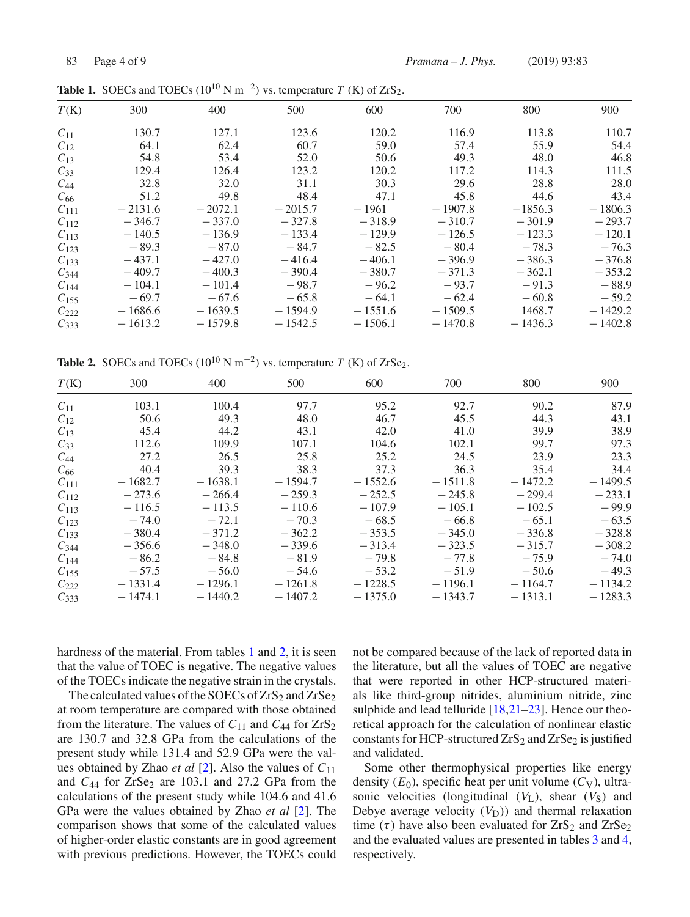**Table 1.** SOECs and TOECs ($10^{10}$ N m$^{-2}$) vs. temperature $T$ (K) of $ZrS_2$.

| $T$(K) | 300 | 400 | 500 | 600 | 700 | 800 | 900 |
|---|---|---|---|---|---|---|---|
| $C_{11}$ | 130.7 | 127.1 | 123.6 | 120.2 | 116.9 | 113.8 | 110.7 |
| $C_{12}$ | 64.1 | 62.4 | 60.7 | 59.0 | 57.4 | 55.9 | 54.4 |
| $C_{13}$ | 54.8 | 53.4 | 52.0 | 50.6 | 49.3 | 48.0 | 46.8 |
| $C_{33}$ | 129.4 | 126.4 | 123.2 | 120.2 | 117.2 | 114.3 | 111.5 |
| $C_{44}$ | 32.8 | 32.0 | 31.1 | 30.3 | 29.6 | 28.8 | 28.0 |
| $C_{66}$ | 51.2 | 49.8 | 48.4 | 47.1 | 45.8 | 44.6 | 43.4 |
| $C_{111}$ | − 2131.6 | − 2072.1 | − 2015.7 | − 1961 | − 1907.8 | −1856.3 | − 1806.3 |
| $C_{112}$ | − 346.7 | − 337.0 | − 327.8 | − 318.9 | − 310.7 | − 301.9 | − 293.7 |
| $C_{113}$ | − 140.5 | − 136.9 | − 133.4 | − 129.9 | − 126.5 | − 123.3 | − 120.1 |
| $C_{123}$ | − 89.3 | − 87.0 | − 84.7 | − 82.5 | − 80.4 | − 78.3 | − 76.3 |
| $C_{133}$ | − 437.1 | − 427.0 | − 416.4 | − 406.1 | − 396.9 | − 386.3 | − 376.8 |
| $C_{344}$ | − 409.7 | − 400.3 | − 390.4 | − 380.7 | − 371.3 | − 362.1 | − 353.2 |
| $C_{144}$ | − 104.1 | − 101.4 | − 98.7 | − 96.2 | − 93.7 | − 91.3 | − 88.9 |
| $C_{155}$ | − 69.7 | − 67.6 | − 65.8 | − 64.1 | − 62.4 | − 60.8 | − 59.2 |
| $C_{222}$ | − 1686.6 | − 1639.5 | − 1594.9 | − 1551.6 | − 1509.5 | 1468.7 | − 1429.2 |
| $C_{333}$ | − 1613.2 | − 1579.8 | − 1542.5 | − 1506.1 | − 1470.8 | − 1436.3 | − 1402.8 |

**Table 2.** SOECs and TOECs ($10^{10}$ N m$^{-2}$) vs. temperature $T$ (K) of $ZrSe_2$.

| $T$(K) | 300 | 400 | 500 | 600 | 700 | 800 | 900 |
|---|---|---|---|---|---|---|---|
| $C_{11}$ | 103.1 | 100.4 | 97.7 | 95.2 | 92.7 | 90.2 | 87.9 |
| $C_{12}$ | 50.6 | 49.3 | 48.0 | 46.7 | 45.5 | 44.3 | 43.1 |
| $C_{13}$ | 45.4 | 44.2 | 43.1 | 42.0 | 41.0 | 39.9 | 38.9 |
| $C_{33}$ | 112.6 | 109.9 | 107.1 | 104.6 | 102.1 | 99.7 | 97.3 |
| $C_{44}$ | 27.2 | 26.5 | 25.8 | 25.2 | 24.5 | 23.9 | 23.3 |
| $C_{66}$ | 40.4 | 39.3 | 38.3 | 37.3 | 36.3 | 35.4 | 34.4 |
| $C_{111}$ | − 1682.7 | − 1638.1 | − 1594.7 | − 1552.6 | − 1511.8 | − 1472.2 | − 1499.5 |
| $C_{112}$ | − 273.6 | − 266.4 | − 259.3 | − 252.5 | − 245.8 | − 299.4 | − 233.1 |
| $C_{113}$ | − 116.5 | − 113.5 | − 110.6 | − 107.9 | − 105.1 | − 102.5 | − 99.9 |
| $C_{123}$ | − 74.0 | − 72.1 | − 70.3 | − 68.5 | − 66.8 | − 65.1 | − 63.5 |
| $C_{133}$ | − 380.4 | − 371.2 | − 362.2 | − 353.5 | − 345.0 | − 336.8 | − 328.8 |
| $C_{344}$ | − 356.6 | − 348.0 | − 339.6 | − 313.4 | − 323.5 | − 315.7 | − 308.2 |
| $C_{144}$ | − 86.2 | − 84.8 | − 81.9 | − 79.8 | − 77.8 | − 75.9 | − 74.0 |
| $C_{155}$ | − 57.5 | − 56.0 | − 54.6 | − 53.2 | − 51.9 | − 50.6 | − 49.3 |
| $C_{222}$ | − 1331.4 | − 1296.1 | − 1261.8 | − 1228.5 | − 1196.1 | − 1164.7 | − 1134.2 |
| $C_{333}$ | − 1474.1 | − 1440.2 | − 1407.2 | − 1375.0 | − 1343.7 | − 1313.1 | − 1283.3 |

hardness of the material. From tables 1 and 2, it is seen that the value of TOEC is negative. The negative values of the TOECs indicate the negative strain in the crystals.

The calculated values of the SOECs of $ZrS_2$ and $ZrSe_2$ at room temperature are compared with those obtained from the literature. The values of $C_{11}$ and $C_{44}$ for $ZrS_2$ are 130.7 and 32.8 GPa from the calculations of the present study while 131.4 and 52.9 GPa were the values obtained by Zhao *et al* [2]. Also the values of $C_{11}$ and $C_{44}$ for $ZrSe_2$ are 103.1 and 27.2 GPa from the calculations of the present study while 104.6 and 41.6 GPa were the values obtained by Zhao *et al* [2]. The comparison shows that some of the calculated values of higher-order elastic constants are in good agreement with previous predictions. However, the TOECs could not be compared because of the lack of reported data in the literature, but all the values of TOEC are negative that were reported in other HCP-structured materials like third-group nitrides, aluminium nitride, zinc sulphide and lead telluride [18,21–23]. Hence our theoretical approach for the calculation of nonlinear elastic constants for HCP-structured $ZrS_2$ and $ZrSe_2$ is justified and validated.

Some other thermophysical properties like energy density ($E_0$), specific heat per unit volume ($C_V$), ultrasonic velocities (longitudinal ($V_L$), shear ($V_S$) and Debye average velocity ($V_D$)) and thermal relaxation time ($\tau$) have also been evaluated for $ZrS_2$ and $ZrSe_2$ and the evaluated values are presented in tables 3 and 4, respectively.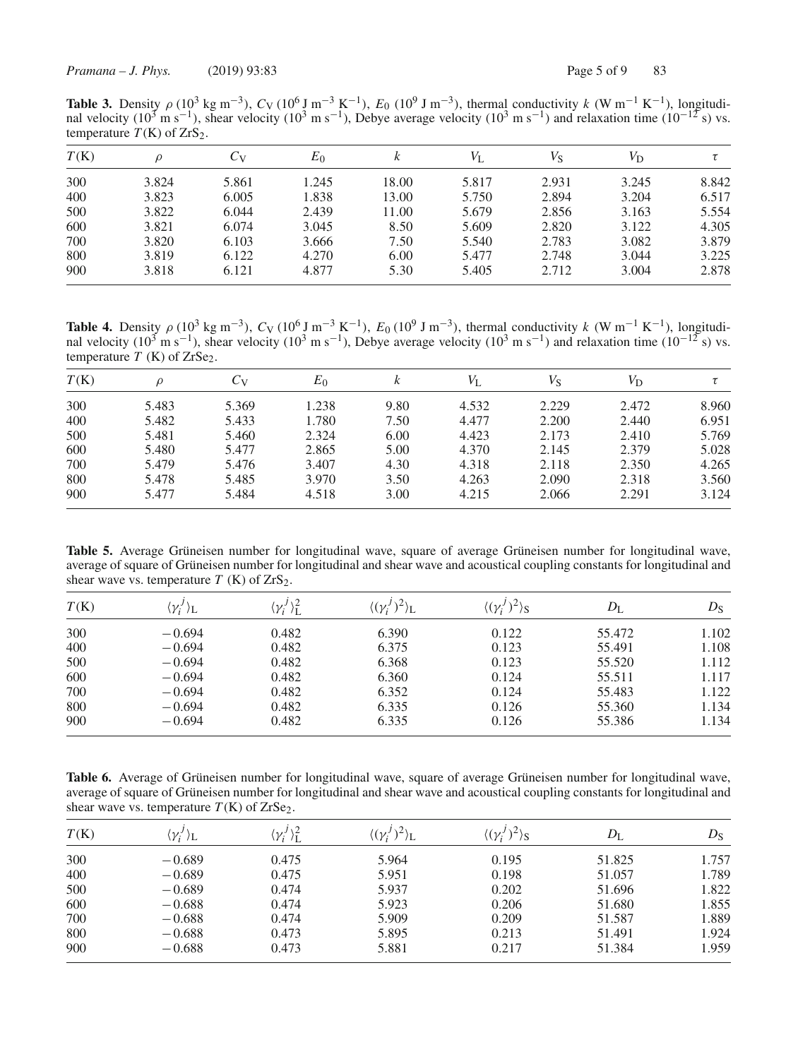**Table 3.** Density $\rho$ ($10^3$ kg m$^{-3}$), $C_V$ ($10^6$ J m$^{-3}$ K$^{-1}$), $E_0$ ($10^9$ J m$^{-3}$), thermal conductivity $k$ (W m$^{-1}$ K$^{-1}$), longitudinal velocity ($10^3$ m s$^{-1}$), shear velocity ($10^3$ m s$^{-1}$), Debye average velocity ($10^3$ m s$^{-1}$) and relaxation time ($10^{-12}$ s) vs. temperature $T$(K) of $ZrS_2$.

| $T$(K) | $\rho$ | $C_V$ | $E_0$ | $k$ | $V_L$ | $V_S$ | $V_D$ | $\tau$ |
|---|---|---|---|---|---|---|---|---|
| 300 | 3.824 | 5.861 | 1.245 | 18.00 | 5.817 | 2.931 | 3.245 | 8.842 |
| 400 | 3.823 | 6.005 | 1.838 | 13.00 | 5.750 | 2.894 | 3.204 | 6.517 |
| 500 | 3.822 | 6.044 | 2.439 | 11.00 | 5.679 | 2.856 | 3.163 | 5.554 |
| 600 | 3.821 | 6.074 | 3.045 | 8.50 | 5.609 | 2.820 | 3.122 | 4.305 |
| 700 | 3.820 | 6.103 | 3.666 | 7.50 | 5.540 | 2.783 | 3.082 | 3.879 |
| 800 | 3.819 | 6.122 | 4.270 | 6.00 | 5.477 | 2.748 | 3.044 | 3.225 |
| 900 | 3.818 | 6.121 | 4.877 | 5.30 | 5.405 | 2.712 | 3.004 | 2.878 |

**Table 4.** Density $\rho$ ($10^3$ kg m$^{-3}$), $C_V$ ($10^6$ J m$^{-3}$ K$^{-1}$), $E_0$ ($10^9$ J m$^{-3}$), thermal conductivity $k$ (W m$^{-1}$ K$^{-1}$), longitudinal velocity ($10^3$ m s$^{-1}$), shear velocity ($10^3$ m s$^{-1}$), Debye average velocity ($10^3$ m s$^{-1}$) and relaxation time ($10^{-12}$ s) vs. temperature $T$ (K) of $ZrSe_2$.

| $T$(K) | $\rho$ | $C_V$ | $E_0$ | $k$ | $V_L$ | $V_S$ | $V_D$ | $\tau$ |
|---|---|---|---|---|---|---|---|---|
| 300 | 5.483 | 5.369 | 1.238 | 9.80 | 4.532 | 2.229 | 2.472 | 8.960 |
| 400 | 5.482 | 5.433 | 1.780 | 7.50 | 4.477 | 2.200 | 2.440 | 6.951 |
| 500 | 5.481 | 5.460 | 2.324 | 6.00 | 4.423 | 2.173 | 2.410 | 5.769 |
| 600 | 5.480 | 5.477 | 2.865 | 5.00 | 4.370 | 2.145 | 2.379 | 5.028 |
| 700 | 5.479 | 5.476 | 3.407 | 4.30 | 4.318 | 2.118 | 2.350 | 4.265 |
| 800 | 5.478 | 5.485 | 3.970 | 3.50 | 4.263 | 2.090 | 2.318 | 3.560 |
| 900 | 5.477 | 5.484 | 4.518 | 3.00 | 4.215 | 2.066 | 2.291 | 3.124 |

**Table 5.** Average Grüneisen number for longitudinal wave, square of average Grüneisen number for longitudinal wave, average of square of Grüneisen number for longitudinal and shear wave and acoustical coupling constants for longitudinal and shear wave vs. temperature $T$ (K) of $ZrS_2$.

| $T$(K) | $\langle\gamma_i^j\rangle_L$ | $\langle\gamma_i^j\rangle_L^2$ | $\langle(\gamma_i^j)^2\rangle_L$ | $\langle(\gamma_i^j)^2\rangle_S$ | $D_L$ | $D_S$ |
|---|---|---|---|---|---|---|
| 300 | −0.694 | 0.482 | 6.390 | 0.122 | 55.472 | 1.102 |
| 400 | −0.694 | 0.482 | 6.375 | 0.123 | 55.491 | 1.108 |
| 500 | −0.694 | 0.482 | 6.368 | 0.123 | 55.520 | 1.112 |
| 600 | −0.694 | 0.482 | 6.360 | 0.124 | 55.511 | 1.117 |
| 700 | −0.694 | 0.482 | 6.352 | 0.124 | 55.483 | 1.122 |
| 800 | −0.694 | 0.482 | 6.335 | 0.126 | 55.360 | 1.134 |
| 900 | −0.694 | 0.482 | 6.335 | 0.126 | 55.386 | 1.134 |

**Table 6.** Average of Grüneisen number for longitudinal wave, square of average Grüneisen number for longitudinal wave, average of square of Grüneisen number for longitudinal and shear wave and acoustical coupling constants for longitudinal and shear wave vs. temperature $T$(K) of $ZrSe_2$.

| $T$(K) | $\langle\gamma_i^j\rangle_L$ | $\langle\gamma_i^j\rangle_L^2$ | $\langle(\gamma_i^j)^2\rangle_L$ | $\langle(\gamma_i^j)^2\rangle_S$ | $D_L$ | $D_S$ |
|---|---|---|---|---|---|---|
| 300 | −0.689 | 0.475 | 5.964 | 0.195 | 51.825 | 1.757 |
| 400 | −0.689 | 0.475 | 5.951 | 0.198 | 51.057 | 1.789 |
| 500 | −0.689 | 0.474 | 5.937 | 0.202 | 51.696 | 1.822 |
| 600 | −0.688 | 0.474 | 5.923 | 0.206 | 51.680 | 1.855 |
| 700 | −0.688 | 0.474 | 5.909 | 0.209 | 51.587 | 1.889 |
| 800 | −0.688 | 0.473 | 5.895 | 0.213 | 51.491 | 1.924 |
| 900 | −0.688 | 0.473 | 5.881 | 0.217 | 51.384 | 1.959 |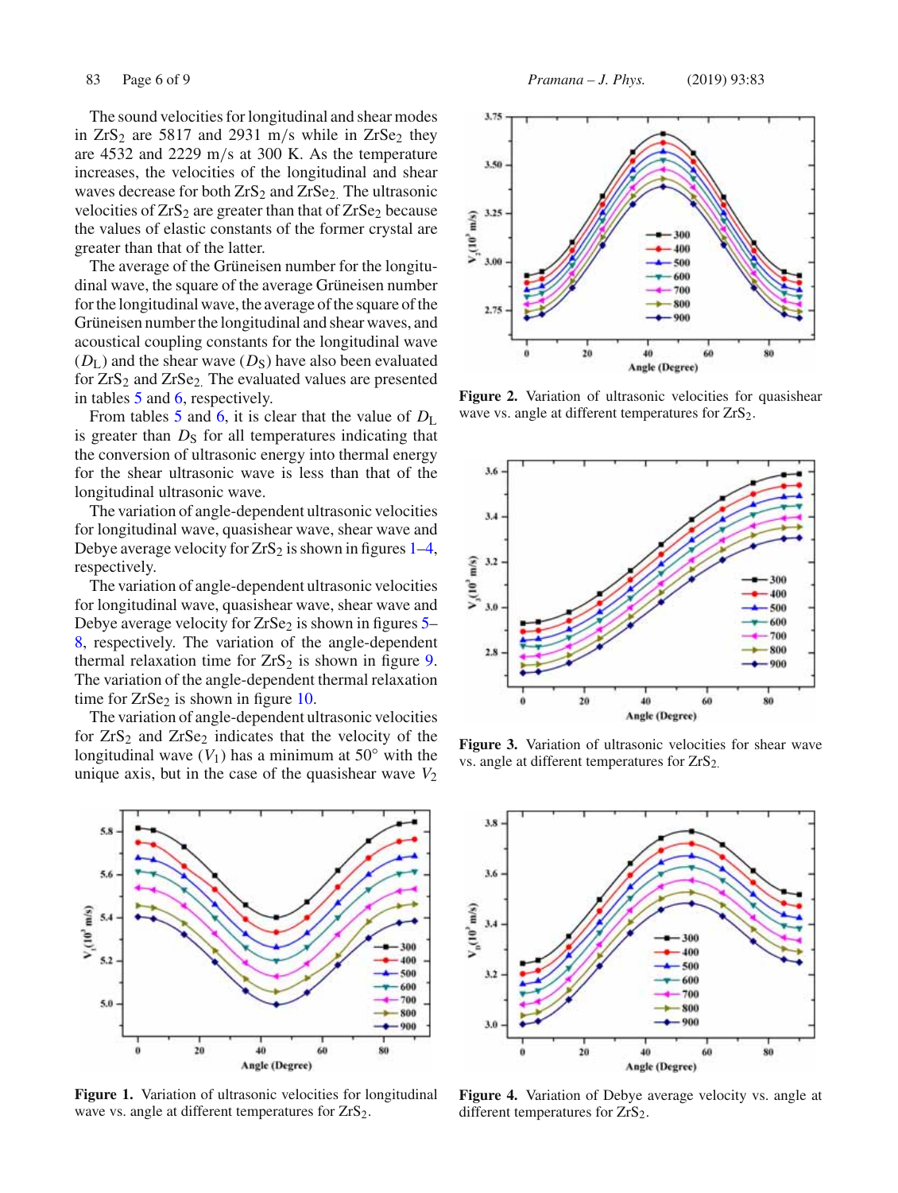The sound velocities for longitudinal and shear modes in $ZrS_2$ are 5817 and 2931 m/s while in $ZrSe_2$ they are 4532 and 2229 m/s at 300 K. As the temperature increases, the velocities of the longitudinal and shear waves decrease for both $ZrS_2$ and $ZrSe_2$. The ultrasonic velocities of $ZrS_2$ are greater than that of $ZrSe_2$ because the values of elastic constants of the former crystal are greater than that of the latter.

The average of the Grüneisen number for the longitudinal wave, the square of the average Grüneisen number for the longitudinal wave, the average of the square of the Grüneisen number the longitudinal and shear waves, and acoustical coupling constants for the longitudinal wave ($D_L$) and the shear wave ($D_S$) have also been evaluated for $ZrS_2$ and $ZrSe_2$. The evaluated values are presented in tables 5 and 6, respectively.

From tables 5 and 6, it is clear that the value of $D_L$ is greater than $D_S$ for all temperatures indicating that the conversion of ultrasonic energy into thermal energy for the shear ultrasonic wave is less than that of the longitudinal ultrasonic wave.

The variation of angle-dependent ultrasonic velocities for longitudinal wave, quasishear wave, shear wave and Debye average velocity for $ZrS_2$ is shown in figures 1–4, respectively.

The variation of angle-dependent ultrasonic velocities for longitudinal wave, quasishear wave, shear wave and Debye average velocity for $ZrSe_2$ is shown in figures 5–8, respectively. The variation of the angle-dependent thermal relaxation time for $ZrS_2$ is shown in figure 9. The variation of the angle-dependent thermal relaxation time for $ZrSe_2$ is shown in figure 10.

The variation of angle-dependent ultrasonic velocities for $ZrS_2$ and $ZrSe_2$ indicates that the velocity of the longitudinal wave ($V_1$) has a minimum at 50° with the unique axis, but in the case of the quasishear wave $V_2$

**Figure 2.** Variation of ultrasonic velocities for quasishear wave vs. angle at different temperatures for $ZrS_2$.

**Figure 3.** Variation of ultrasonic velocities for shear wave vs. angle at different temperatures for $ZrS_2$.

**Figure 1.** Variation of ultrasonic velocities for longitudinal wave vs. angle at different temperatures for $ZrS_2$.

**Figure 4.** Variation of Debye average velocity vs. angle at different temperatures for $ZrS_2$.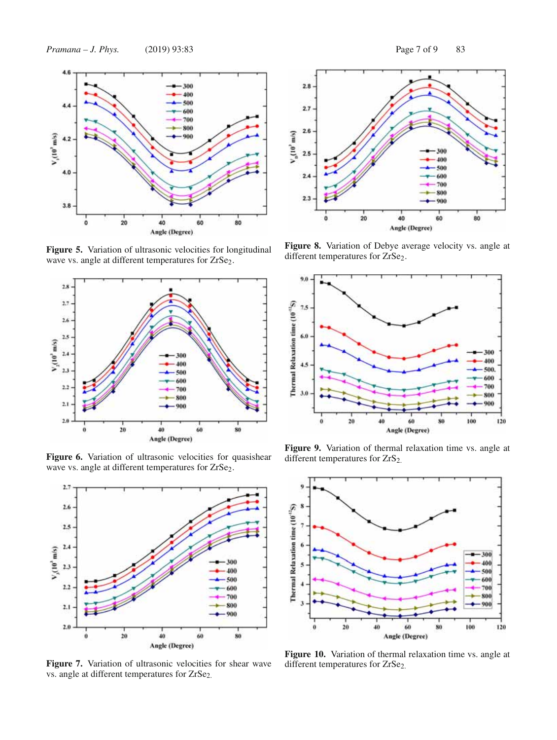**Figure 5.** Variation of ultrasonic velocities for longitudinal wave vs. angle at different temperatures for $ZrSe_2$.

**Figure 6.** Variation of ultrasonic velocities for quasishear wave vs. angle at different temperatures for $ZrSe_2$.

**Figure 7.** Variation of ultrasonic velocities for shear wave vs. angle at different temperatures for $ZrSe_2$.

**Figure 8.** Variation of Debye average velocity vs. angle at different temperatures for $ZrSe_2$.

**Figure 9.** Variation of thermal relaxation time vs. angle at different temperatures for $ZrS_2$.

**Figure 10.** Variation of thermal relaxation time vs. angle at different temperatures for $ZrSe_2$.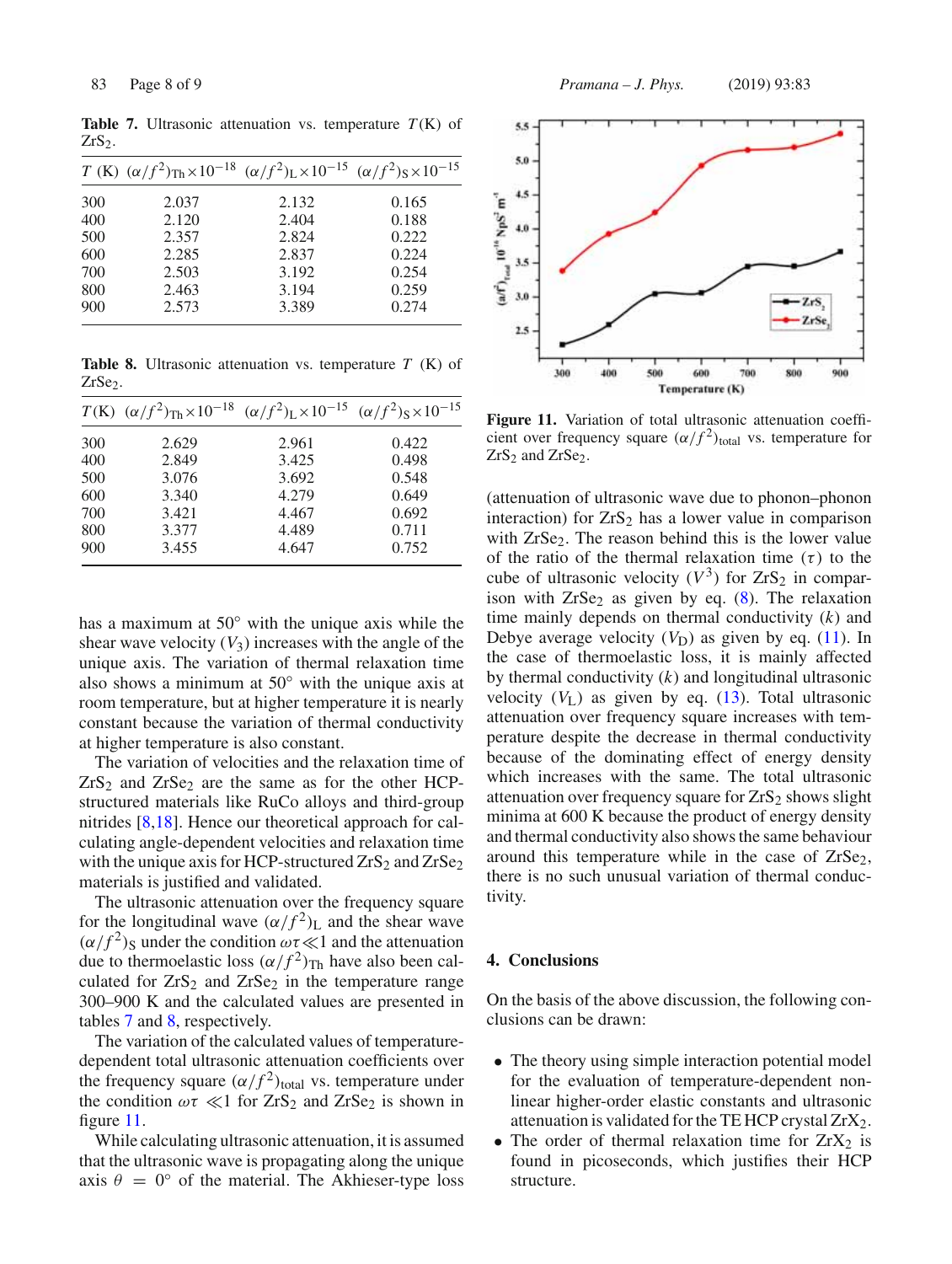**Table 7.** Ultrasonic attenuation vs. temperature $T$(K) of $ZrS_2$.

| $T$ (K) | $(\alpha/f^2)_{Th} \times 10^{-18}$ | $(\alpha/f^2)_L \times 10^{-15}$ | $(\alpha/f^2)_S \times 10^{-15}$ |
|---|---|---|---|
| 300 | 2.037 | 2.132 | 0.165 |
| 400 | 2.120 | 2.404 | 0.188 |
| 500 | 2.357 | 2.824 | 0.222 |
| 600 | 2.285 | 2.837 | 0.224 |
| 700 | 2.503 | 3.192 | 0.254 |
| 800 | 2.463 | 3.194 | 0.259 |
| 900 | 2.573 | 3.389 | 0.274 |

**Table 8.** Ultrasonic attenuation vs. temperature $T$ (K) of $ZrSe_2$.

| $T$(K) | $(\alpha/f^2)_{Th} \times 10^{-18}$ | $(\alpha/f^2)_L \times 10^{-15}$ | $(\alpha/f^2)_S \times 10^{-15}$ |
|---|---|---|---|
| 300 | 2.629 | 2.961 | 0.422 |
| 400 | 2.849 | 3.425 | 0.498 |
| 500 | 3.076 | 3.692 | 0.548 |
| 600 | 3.340 | 4.279 | 0.649 |
| 700 | 3.421 | 4.467 | 0.692 |
| 800 | 3.377 | 4.489 | 0.711 |
| 900 | 3.455 | 4.647 | 0.752 |

has a maximum at 50° with the unique axis while the shear wave velocity ($V_3$) increases with the angle of the unique axis. The variation of thermal relaxation time also shows a minimum at 50° with the unique axis at room temperature, but at higher temperature it is nearly constant because the variation of thermal conductivity at higher temperature is also constant.

The variation of velocities and the relaxation time of $ZrS_2$ and $ZrSe_2$ are the same as for the other HCP-structured materials like RuCo alloys and third-group nitrides [8,18]. Hence our theoretical approach for calculating angle-dependent velocities and relaxation time with the unique axis for HCP-structured $ZrS_2$ and $ZrSe_2$ materials is justified and validated.

The ultrasonic attenuation over the frequency square for the longitudinal wave $(\alpha/f^2)_L$ and the shear wave $(\alpha/f^2)_S$ under the condition $\omega\tau \ll 1$ and the attenuation due to thermoelastic loss $(\alpha/f^2)_{Th}$ have also been calculated for $ZrS_2$ and $ZrSe_2$ in the temperature range 300–900 K and the calculated values are presented in tables 7 and 8, respectively.

The variation of the calculated values of temperature-dependent total ultrasonic attenuation coefficients over the frequency square $(\alpha/f^2)_{total}$ vs. temperature under the condition $\omega\tau \ll 1$ for $ZrS_2$ and $ZrSe_2$ is shown in figure 11.

While calculating ultrasonic attenuation, it is assumed that the ultrasonic wave is propagating along the unique axis $\theta = 0°$ of the material. The Akhieser-type loss

**Figure 11.** Variation of total ultrasonic attenuation coefficient over frequency square $(\alpha/f^2)_{total}$ vs. temperature for $ZrS_2$ and $ZrSe_2$.

(attenuation of ultrasonic wave due to phonon–phonon interaction) for $ZrS_2$ has a lower value in comparison with $ZrSe_2$. The reason behind this is the lower value of the ratio of the thermal relaxation time ($\tau$) to the cube of ultrasonic velocity ($V^3$) for $ZrS_2$ in comparison with $ZrSe_2$ as given by eq. (8). The relaxation time mainly depends on thermal conductivity ($k$) and Debye average velocity ($V_D$) as given by eq. (11). In the case of thermoelastic loss, it is mainly affected by thermal conductivity ($k$) and longitudinal ultrasonic velocity ($V_L$) as given by eq. (13). Total ultrasonic attenuation over frequency square increases with temperature despite the decrease in thermal conductivity because of the dominating effect of energy density which increases with the same. The total ultrasonic attenuation over frequency square for $ZrS_2$ shows slight minima at 600 K because the product of energy density and thermal conductivity also shows the same behaviour around this temperature while in the case of $ZrSe_2$, there is no such unusual variation of thermal conductivity.

## 4. Conclusions

On the basis of the above discussion, the following conclusions can be drawn:

- The theory using simple interaction potential model for the evaluation of temperature-dependent nonlinear higher-order elastic constants and ultrasonic attenuation is validated for the TE HCP crystal $ZrX_2$.
- The order of thermal relaxation time for $ZrX_2$ is found in picoseconds, which justifies their HCP structure.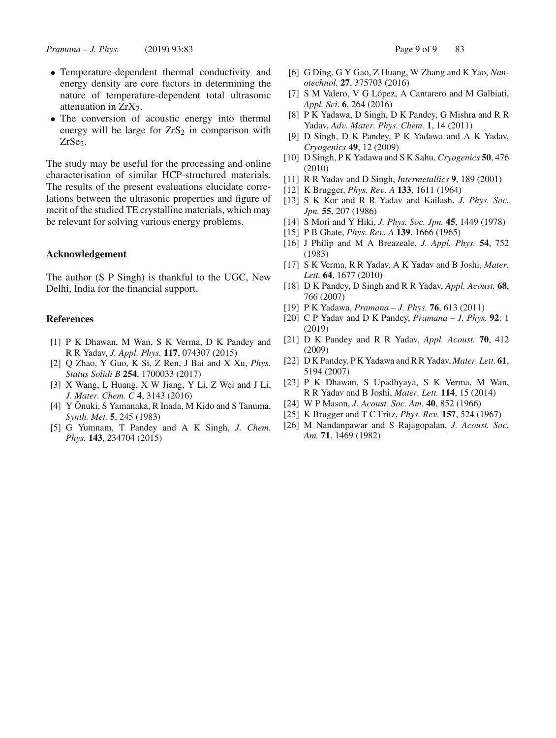- Temperature-dependent thermal conductivity and energy density are core factors in determining the nature of temperature-dependent total ultrasonic attenuation in $ZrX_2$.
- The conversion of acoustic energy into thermal energy will be large for $ZrS_2$ in comparison with $ZrSe_2$.

The study may be useful for the processing and online characterisation of similar HCP-structured materials. The results of the present evaluations elucidate correlations between the ultrasonic properties and figure of merit of the studied TE crystalline materials, which may be relevant for solving various energy problems.

## Acknowledgement

The author (S P Singh) is thankful to the UGC, New Delhi, India for the financial support.

## References

[1] P K Dhawan, M Wan, S K Verma, D K Pandey and R R Yadav, *J. Appl. Phys.* **117**, 074307 (2015)

[2] Q Zhao, Y Guo, K Si, Z Ren, J Bai and X Xu, *Phys. Status Solidi B* **254**, 1700033 (2017)

[3] X Wang, L Huang, X W Jiang, Y Li, Z Wei and J Li, *J. Mater. Chem. C* **4**, 3143 (2016)

[4] Y Ōnuki, S Yamanaka, R Inada, M Kido and S Tanuma, *Synth. Met.* **5**, 245 (1983)

[5] G Yumnam, T Pandey and A K Singh, *J. Chem. Phys.* **143**, 234704 (2015)

[6] G Ding, G Y Gao, Z Huang, W Zhang and K Yao, *Nanotechnol.* **27**, 375703 (2016)

[7] S M Valero, V G López, A Cantarero and M Galbiati, *Appl. Sci.* **6**, 264 (2016)

[8] P K Yadawa, D Singh, D K Pandey, G Mishra and R R Yadav, *Adv. Mater. Phys. Chem.* **1**, 14 (2011)

[9] D Singh, D K Pandey, P K Yadawa and A K Yadav, *Cryogenics* **49**, 12 (2009)

[10] D Singh, P K Yadawa and S K Sahu, *Cryogenics* **50**, 476 (2010)

[11] R R Yadav and D Singh, *Intermetallics* **9**, 189 (2001)

[12] K Brugger, *Phys. Rev. A* **133**, 1611 (1964)

[13] S K Kor and R R Yadav and Kailash, *J. Phys. Soc. Jpn.* **55**, 207 (1986)

[14] S Mori and Y Hiki, *J. Phys. Soc. Jpn.* **45**, 1449 (1978)

[15] P B Ghate, *Phys. Rev. A* **139**, 1666 (1965)

[16] J Philip and M A Breazeale, *J. Appl. Phys.* **54**, 752 (1983)

[17] S K Verma, R R Yadav, A K Yadav and B Joshi, *Mater. Lett.* **64**, 1677 (2010)

[18] D K Pandey, D Singh and R R Yadav, *Appl. Acoust.* **68**, 766 (2007)

[19] P K Yadawa, *Pramana – J. Phys.* **76**, 613 (2011)

[20] C P Yadav and D K Pandey, *Pramana – J. Phys.* **92**: 1 (2019)

[21] D K Pandey and R R Yadav, *Appl. Acoust.* **70**, 412 (2009)

[22] D K Pandey, P K Yadawa and R R Yadav, *Mater. Lett.* **61**, 5194 (2007)

[23] P K Dhawan, S Upadhyaya, S K Verma, M Wan, R R Yadav and B Joshi, *Mater. Lett.* **114**, 15 (2014)

[24] W P Mason, *J. Acoust. Soc. Am.* **40**, 852 (1966)

[25] K Brugger and T C Fritz, *Phys. Rev.* **157**, 524 (1967)

[26] M Nandanpawar and S Rajagopalan, *J. Acoust. Soc. Am.* **71**, 1469 (1982)